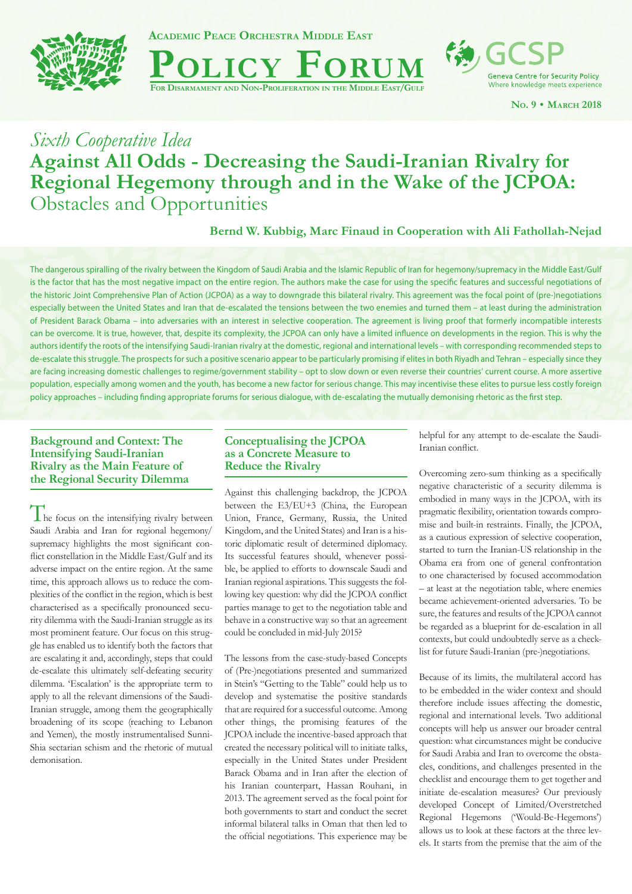**Academic Peace Orchestra Middle East**

# Policy Forum

**For Disarmament and Non-Proliferation in the Middle East/Gulf**

GCSP – Geneva Centre for Security Policy – Where knowledge meets experience

**No. 9 • March 2018**

*Sixth Cooperative Idea*

# Against All Odds - Decreasing the Saudi-Iranian Rivalry for Regional Hegemony through and in the Wake of the JCPOA: Obstacles and Opportunities

**Bernd W. Kubbig, Marc Finaud in Cooperation with Ali Fathollah-Nejad**

The dangerous spiralling of the rivalry between the Kingdom of Saudi Arabia and the Islamic Republic of Iran for hegemony/supremacy in the Middle East/Gulf is the factor that has the most negative impact on the entire region. The authors make the case for using the specific features and successful negotiations of the historic Joint Comprehensive Plan of Action (JCPOA) as a way to downgrade this bilateral rivalry. This agreement was the focal point of (pre-)negotiations especially between the United States and Iran that de-escalated the tensions between the two enemies and turned them – at least during the administration of President Barack Obama – into adversaries with an interest in selective cooperation. The agreement is living proof that formerly incompatible interests can be overcome. It is true, however, that, despite its complexity, the JCPOA can only have a limited influence on developments in the region. This is why the authors identify the roots of the intensifying Saudi-Iranian rivalry at the domestic, regional and international levels – with corresponding recommended steps to de-escalate this struggle. The prospects for such a positive scenario appear to be particularly promising if elites in both Riyadh and Tehran – especially since they are facing increasing domestic challenges to regime/government stability – opt to slow down or even reverse their countries' current course. A more assertive population, especially among women and the youth, has become a new factor for serious change. This may incentivise these elites to pursue less costly foreign policy approaches – including finding appropriate forums for serious dialogue, with de-escalating the mutually demonising rhetoric as the first step.

## Background and Context: The Intensifying Saudi-Iranian Rivalry as the Main Feature of the Regional Security Dilemma

The focus on the intensifying rivalry between Saudi Arabia and Iran for regional hegemony/supremacy highlights the most significant conflict constellation in the Middle East/Gulf and its adverse impact on the entire region. At the same time, this approach allows us to reduce the complexities of the conflict in the region, which is best characterised as a specifically pronounced security dilemma with the Saudi-Iranian struggle as its most prominent feature. Our focus on this struggle has enabled us to identify both the factors that are escalating it and, accordingly, steps that could de-escalate this ultimately self-defeating security dilemma. 'Escalation' is the appropriate term to apply to all the relevant dimensions of the Saudi-Iranian struggle, among them the geographically broadening of its scope (reaching to Lebanon and Yemen), the mostly instrumentalised Sunni-Shia sectarian schism and the rhetoric of mutual demonisation.

## Conceptualising the JCPOA as a Concrete Measure to Reduce the Rivalry

Against this challenging backdrop, the JCPOA between the E3/EU+3 (China, the European Union, France, Germany, Russia, the United Kingdom, and the United States) and Iran is a historic diplomatic result of determined diplomacy. Its successful features should, whenever possible, be applied to efforts to downscale Saudi and Iranian regional aspirations. This suggests the following key question: why did the JCPOA conflict parties manage to get to the negotiation table and behave in a constructive way so that an agreement could be concluded in mid-July 2015?

The lessons from the case-study-based Concepts of (Pre-)negotiations presented and summarized in Stein's "Getting to the Table" could help us to develop and systematise the positive standards that are required for a successful outcome. Among other things, the promising features of the JCPOA include the incentive-based approach that created the necessary political will to initiate talks, especially in the United States under President Barack Obama and in Iran after the election of his Iranian counterpart, Hassan Rouhani, in 2013. The agreement served as the focal point for both governments to start and conduct the secret informal bilateral talks in Oman that then led to the official negotiations. This experience may be helpful for any attempt to de-escalate the Saudi-Iranian conflict.

Overcoming zero-sum thinking as a specifically negative characteristic of a security dilemma is embodied in many ways in the JCPOA, with its pragmatic flexibility, orientation towards compromise and built-in restraints. Finally, the JCPOA, as a cautious expression of selective cooperation, started to turn the Iranian-US relationship in the Obama era from one of general confrontation to one characterised by focused accommodation – at least at the negotiation table, where enemies became achievement-oriented adversaries. To be sure, the features and results of the JCPOA cannot be regarded as a blueprint for de-escalation in all contexts, but could undoubtedly serve as a checklist for future Saudi-Iranian (pre-)negotiations.

Because of its limits, the multilateral accord has to be embedded in the wider context and should therefore include issues affecting the domestic, regional and international levels. Two additional concepts will help us answer our broader central question: what circumstances might be conducive for Saudi Arabia and Iran to overcome the obstacles, conditions, and challenges presented in the checklist and encourage them to get together and initiate de-escalation measures? Our previously developed Concept of Limited/Overstretched Regional Hegemons ('Would-Be-Hegemons') allows us to look at these factors at the three levels. It starts from the premise that the aim of the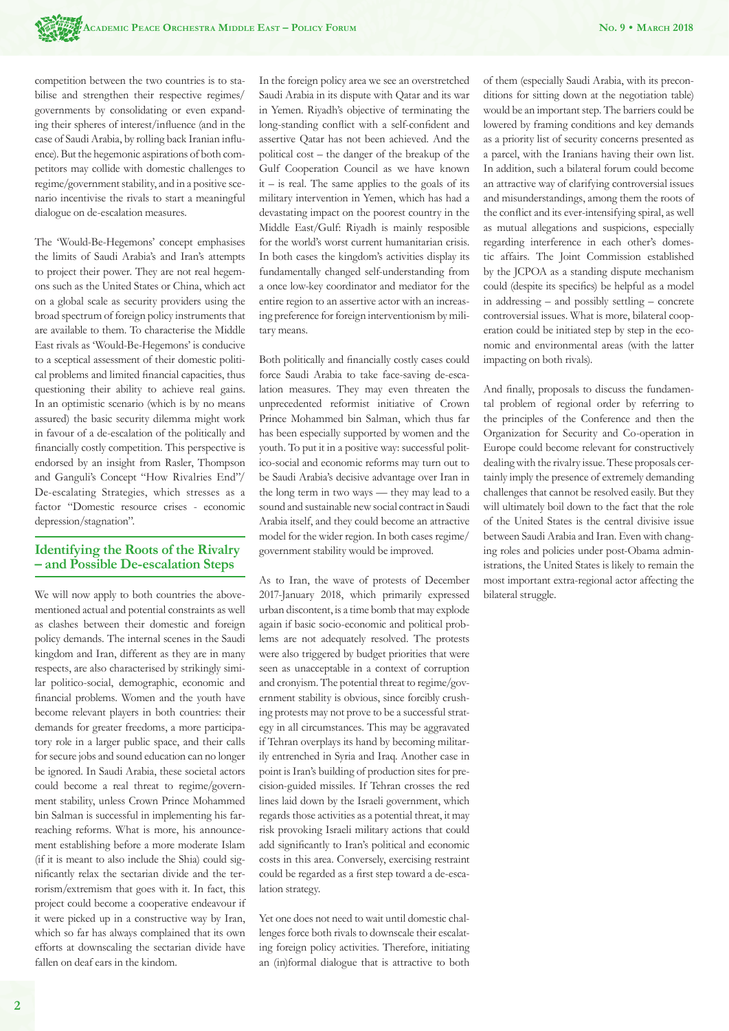competition between the two countries is to stabilise and strengthen their respective regimes/governments by consolidating or even expanding their spheres of interest/influence (and in the case of Saudi Arabia, by rolling back Iranian influence). But the hegemonic aspirations of both competitors may collide with domestic challenges to regime/government stability, and in a positive scenario incentivise the rivals to start a meaningful dialogue on de-escalation measures.

The 'Would-Be-Hegemons' concept emphasises the limits of Saudi Arabia's and Iran's attempts to project their power. They are not real hegemons such as the United States or China, which act on a global scale as security providers using the broad spectrum of foreign policy instruments that are available to them. To characterise the Middle East rivals as 'Would-Be-Hegemons' is conducive to a sceptical assessment of their domestic political problems and limited financial capacities, thus questioning their ability to achieve real gains. In an optimistic scenario (which is by no means assured) the basic security dilemma might work in favour of a de-escalation of the politically and financially costly competition. This perspective is endorsed by an insight from Rasler, Thompson and Ganguli's Concept "How Rivalries End"/De-escalating Strategies, which stresses as a factor "Domestic resource crises - economic depression/stagnation".

## Identifying the Roots of the Rivalry – and Possible De-escalation Steps

We will now apply to both countries the above-mentioned actual and potential constraints as well as clashes between their domestic and foreign policy demands. The internal scenes in the Saudi kingdom and Iran, different as they are in many respects, are also characterised by strikingly similar politico-social, demographic, economic and financial problems. Women and the youth have become relevant players in both countries: their demands for greater freedoms, a more participatory role in a larger public space, and their calls for secure jobs and sound education can no longer be ignored. In Saudi Arabia, these societal actors could become a real threat to regime/government stability, unless Crown Prince Mohammed bin Salman is successful in implementing his far-reaching reforms. What is more, his announcement establishing before a more moderate Islam (if it is meant to also include the Shia) could significantly relax the sectarian divide and the terrorism/extremism that goes with it. In fact, this project could become a cooperative endeavour if it were picked up in a constructive way by Iran, which so far has always complained that its own efforts at downscaling the sectarian divide have fallen on deaf ears in the kindom.

In the foreign policy area we see an overstretched Saudi Arabia in its dispute with Qatar and its war in Yemen. Riyadh's objective of terminating the long-standing conflict with a self-confident and assertive Qatar has not been achieved. And the political cost – the danger of the breakup of the Gulf Cooperation Council as we have known it – is real. The same applies to the goals of its military intervention in Yemen, which has had a devastating impact on the poorest country in the Middle East/Gulf: Riyadh is mainly resposible for the world's worst current humanitarian crisis. In both cases the kingdom's activities display its fundamentally changed self-understanding from a once low-key coordinator and mediator for the entire region to an assertive actor with an increasing preference for foreign interventionism by military means.

Both politically and financially costly cases could force Saudi Arabia to take face-saving de-escalation measures. They may even threaten the unprecedented reformist initiative of Crown Prince Mohammed bin Salman, which thus far has been especially supported by women and the youth. To put it in a positive way: successful politico-social and economic reforms may turn out to be Saudi Arabia's decisive advantage over Iran in the long term in two ways — they may lead to a sound and sustainable new social contract in Saudi Arabia itself, and they could become an attractive model for the wider region. In both cases regime/government stability would be improved.

As to Iran, the wave of protests of December 2017-January 2018, which primarily expressed urban discontent, is a time bomb that may explode again if basic socio-economic and political problems are not adequately resolved. The protests were also triggered by budget priorities that were seen as unacceptable in a context of corruption and cronyism. The potential threat to regime/government stability is obvious, since forcibly crushing protests may not prove to be a successful strategy in all circumstances. This may be aggravated if Tehran overplays its hand by becoming militarily entrenched in Syria and Iraq. Another case in point is Iran's building of production sites for precision-guided missiles. If Tehran crosses the red lines laid down by the Israeli government, which regards those activities as a potential threat, it may risk provoking Israeli military actions that could add significantly to Iran's political and economic costs in this area. Conversely, exercising restraint could be regarded as a first step toward a de-escalation strategy.

Yet one does not need to wait until domestic challenges force both rivals to downscale their escalating foreign policy activities. Therefore, initiating an (in)formal dialogue that is attractive to both of them (especially Saudi Arabia, with its preconditions for sitting down at the negotiation table) would be an important step. The barriers could be lowered by framing conditions and key demands as a priority list of security concerns presented as a parcel, with the Iranians having their own list. In addition, such a bilateral forum could become an attractive way of clarifying controversial issues and misunderstandings, among them the roots of the conflict and its ever-intensifying spiral, as well as mutual allegations and suspicions, especially regarding interference in each other's domestic affairs. The Joint Commission established by the JCPOA as a standing dispute mechanism could (despite its specifics) be helpful as a model in addressing – and possibly settling – concrete controversial issues. What is more, bilateral cooperation could be initiated step by step in the economic and environmental areas (with the latter impacting on both rivals).

And finally, proposals to discuss the fundamental problem of regional order by referring to the principles of the Conference and then the Organization for Security and Co-operation in Europe could become relevant for constructively dealing with the rivalry issue. These proposals certainly imply the presence of extremely demanding challenges that cannot be resolved easily. But they will ultimately boil down to the fact that the role of the United States is the central divisive issue between Saudi Arabia and Iran. Even with changing roles and policies under post-Obama administrations, the United States is likely to remain the most important extra-regional actor affecting the bilateral struggle.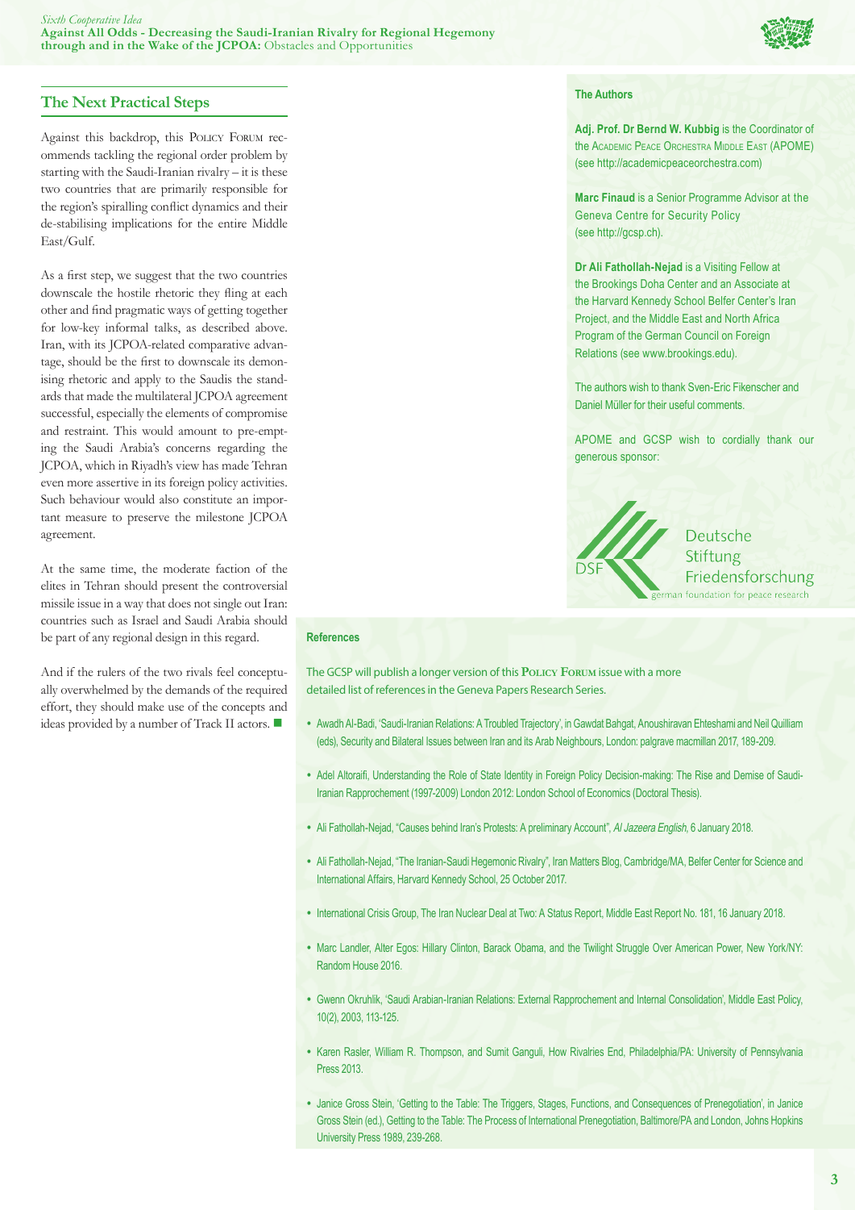## The Next Practical Steps

Against this backdrop, this Policy Forum recommends tackling the regional order problem by starting with the Saudi-Iranian rivalry – it is these two countries that are primarily responsible for the region's spiralling conflict dynamics and their de-stabilising implications for the entire Middle East/Gulf.

As a first step, we suggest that the two countries downscale the hostile rhetoric they fling at each other and find pragmatic ways of getting together for low-key informal talks, as described above. Iran, with its JCPOA-related comparative advantage, should be the first to downscale its demonising rhetoric and apply to the Saudis the standards that made the multilateral JCPOA agreement successful, especially the elements of compromise and restraint. This would amount to pre-empting the Saudi Arabia's concerns regarding the JCPOA, which in Riyadh's view has made Tehran even more assertive in its foreign policy activities. Such behaviour would also constitute an important measure to preserve the milestone JCPOA agreement.

At the same time, the moderate faction of the elites in Tehran should present the controversial missile issue in a way that does not single out Iran: countries such as Israel and Saudi Arabia should be part of any regional design in this regard.

And if the rulers of the two rivals feel conceptually overwhelmed by the demands of the required effort, they should make use of the concepts and ideas provided by a number of Track II actors. ■

### The Authors

**Adj. Prof. Dr Bernd W. Kubbig** is the Coordinator of the Academic Peace Orchestra Middle East (APOME) (see http://academicpeaceorchestra.com)

**Marc Finaud** is a Senior Programme Advisor at the Geneva Centre for Security Policy (see http://gcsp.ch).

**Dr Ali Fathollah-Nejad** is a Visiting Fellow at the Brookings Doha Center and an Associate at the Harvard Kennedy School Belfer Center's Iran Project, and the Middle East and North Africa Program of the German Council on Foreign Relations (see www.brookings.edu).

The authors wish to thank Sven-Eric Fikenscher and Daniel Müller for their useful comments.

APOME and GCSP wish to cordially thank our generous sponsor:

DSF Deutsche Stiftung Friedensforschung – german foundation for peace research

### References

The GCSP will publish a longer version of this **Policy Forum** issue with a more detailed list of references in the Geneva Papers Research Series.

- Awadh Al-Badi, 'Saudi-Iranian Relations: A Troubled Trajectory', in Gawdat Bahgat, Anoushiravan Ehteshami and Neil Quilliam (eds), Security and Bilateral Issues between Iran and its Arab Neighbours, London: palgrave macmillan 2017, 189-209.
- Adel Altoraifi, Understanding the Role of State Identity in Foreign Policy Decision-making: The Rise and Demise of Saudi-Iranian Rapprochement (1997-2009) London 2012: London School of Economics (Doctoral Thesis).
- Ali Fathollah-Nejad, "Causes behind Iran's Protests: A preliminary Account", *Al Jazeera English*, 6 January 2018.
- Ali Fathollah-Nejad, "The Iranian-Saudi Hegemonic Rivalry", Iran Matters Blog, Cambridge/MA, Belfer Center for Science and International Affairs, Harvard Kennedy School, 25 October 2017.
- International Crisis Group, The Iran Nuclear Deal at Two: A Status Report, Middle East Report No. 181, 16 January 2018.
- Marc Landler, Alter Egos: Hillary Clinton, Barack Obama, and the Twilight Struggle Over American Power, New York/NY: Random House 2016.
- Gwenn Okruhlik, 'Saudi Arabian-Iranian Relations: External Rapprochement and Internal Consolidation', Middle East Policy, 10(2), 2003, 113-125.
- Karen Rasler, William R. Thompson, and Sumit Ganguli, How Rivalries End, Philadelphia/PA: University of Pennsylvania Press 2013.
- Janice Gross Stein, 'Getting to the Table: The Triggers, Stages, Functions, and Consequences of Prenegotiation', in Janice Gross Stein (ed.), Getting to the Table: The Process of International Prenegotiation, Baltimore/PA and London, Johns Hopkins University Press 1989, 239-268.